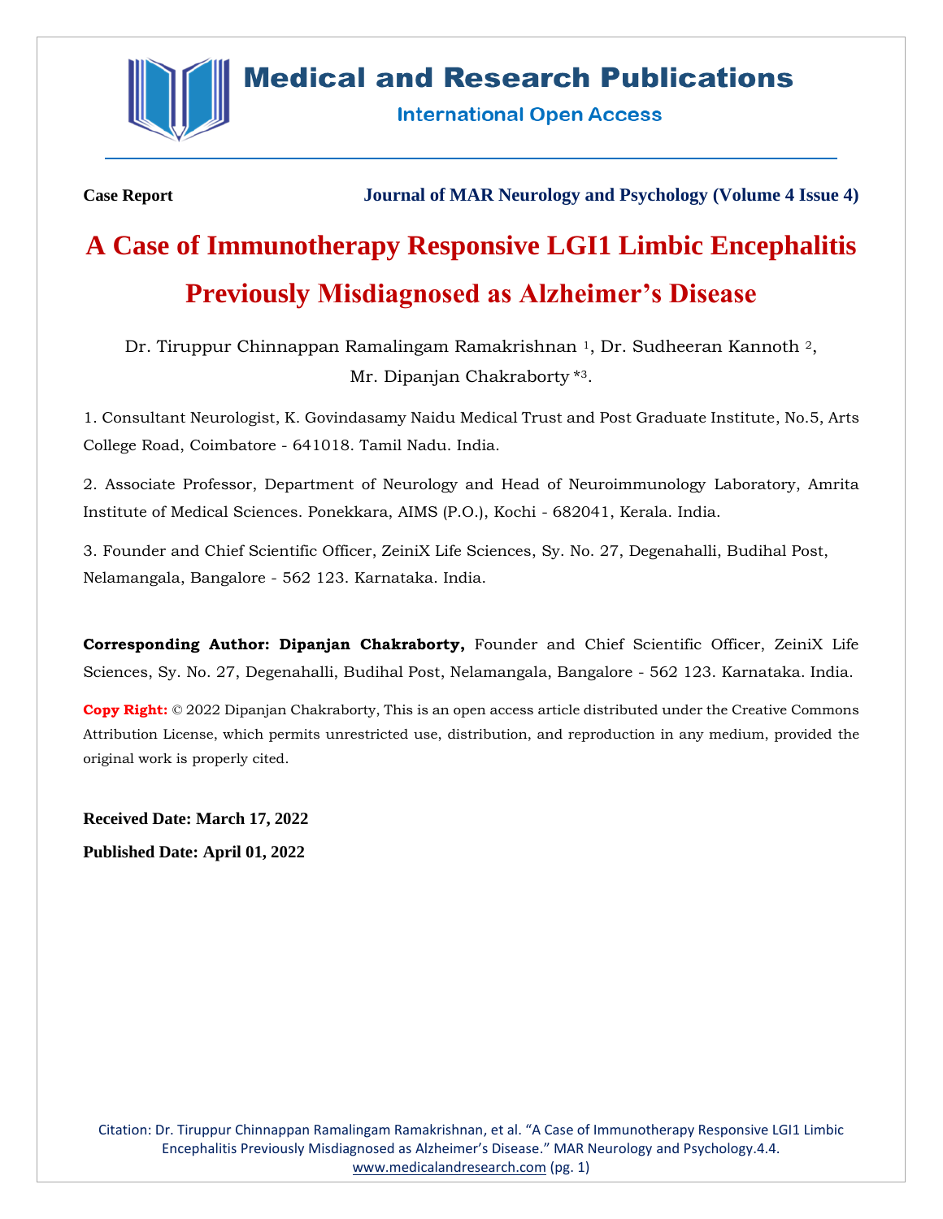**Case Report**

**Journal of MAR Neurology and Psychology (Volume 4 Issue 4)**

# A Case of Immunotherapy Responsive LGI1 Limbic Encephalitis Previously Misdiagnosed as Alzheimer's Disease

Dr. Tiruppur Chinnappan Ramalingam Ramakrishnan [1], Dr. Sudheeran Kannoth [2], Mr. Dipanjan Chakraborty *[3].

1. Consultant Neurologist, K. Govindasamy Naidu Medical Trust and Post Graduate Institute, No.5, Arts College Road, Coimbatore - 641018. Tamil Nadu. India.

2. Associate Professor, Department of Neurology and Head of Neuroimmunology Laboratory, Amrita Institute of Medical Sciences. Ponekkara, AIMS (P.O.), Kochi - 682041, Kerala. India.

3. Founder and Chief Scientific Officer, ZeiniX Life Sciences, Sy. No. 27, Degenahalli, Budihal Post, Nelamangala, Bangalore - 562 123. Karnataka. India.

**Corresponding Author: Dipanjan Chakraborty,** Founder and Chief Scientific Officer, ZeiniX Life Sciences, Sy. No. 27, Degenahalli, Budihal Post, Nelamangala, Bangalore - 562 123. Karnataka. India.

**Copy Right:** © 2022 Dipanjan Chakraborty, This is an open access article distributed under the Creative Commons Attribution License, which permits unrestricted use, distribution, and reproduction in any medium, provided the original work is properly cited.

**Received Date: March 17, 2022**

**Published Date: April 01, 2022**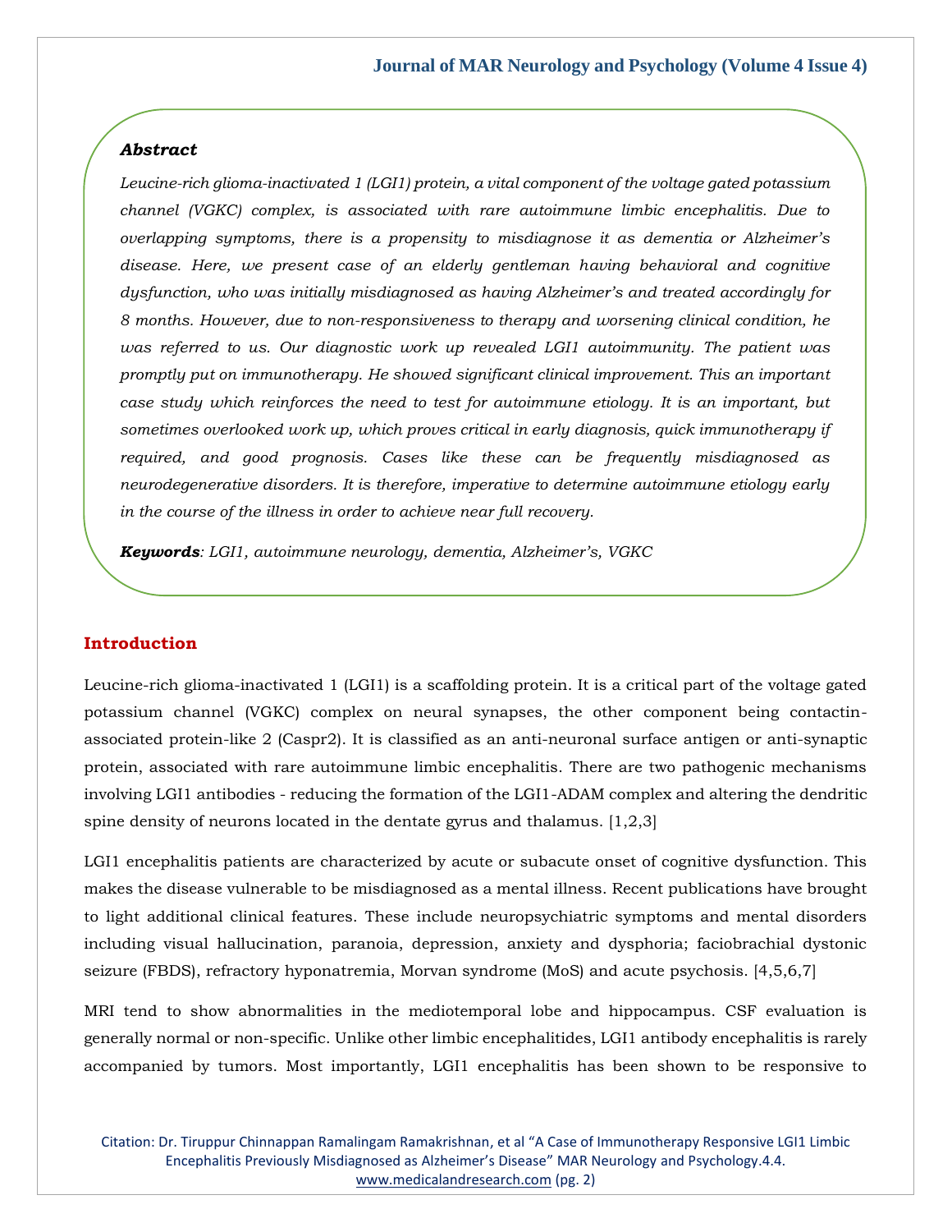***Abstract***

*Leucine-rich glioma-inactivated 1 (LGI1) protein, a vital component of the voltage gated potassium channel (VGKC) complex, is associated with rare autoimmune limbic encephalitis. Due to overlapping symptoms, there is a propensity to misdiagnose it as dementia or Alzheimer's disease. Here, we present case of an elderly gentleman having behavioral and cognitive dysfunction, who was initially misdiagnosed as having Alzheimer's and treated accordingly for 8 months. However, due to non-responsiveness to therapy and worsening clinical condition, he was referred to us. Our diagnostic work up revealed LGI1 autoimmunity. The patient was promptly put on immunotherapy. He showed significant clinical improvement. This an important case study which reinforces the need to test for autoimmune etiology. It is an important, but sometimes overlooked work up, which proves critical in early diagnosis, quick immunotherapy if required, and good prognosis. Cases like these can be frequently misdiagnosed as neurodegenerative disorders. It is therefore, imperative to determine autoimmune etiology early in the course of the illness in order to achieve near full recovery.*

***Keywords***: *LGI1, autoimmune neurology, dementia, Alzheimer's, VGKC*

## Introduction

Leucine-rich glioma-inactivated 1 (LGI1) is a scaffolding protein. It is a critical part of the voltage gated potassium channel (VGKC) complex on neural synapses, the other component being contactin-associated protein-like 2 (Caspr2). It is classified as an anti-neuronal surface antigen or anti-synaptic protein, associated with rare autoimmune limbic encephalitis. There are two pathogenic mechanisms involving LGI1 antibodies - reducing the formation of the LGI1-ADAM complex and altering the dendritic spine density of neurons located in the dentate gyrus and thalamus. [1,2,3]

LGI1 encephalitis patients are characterized by acute or subacute onset of cognitive dysfunction. This makes the disease vulnerable to be misdiagnosed as a mental illness. Recent publications have brought to light additional clinical features. These include neuropsychiatric symptoms and mental disorders including visual hallucination, paranoia, depression, anxiety and dysphoria; faciobrachial dystonic seizure (FBDS), refractory hyponatremia, Morvan syndrome (MoS) and acute psychosis. [4,5,6,7]

MRI tend to show abnormalities in the mediotemporal lobe and hippocampus. CSF evaluation is generally normal or non-specific. Unlike other limbic encephalitides, LGI1 antibody encephalitis is rarely accompanied by tumors. Most importantly, LGI1 encephalitis has been shown to be responsive to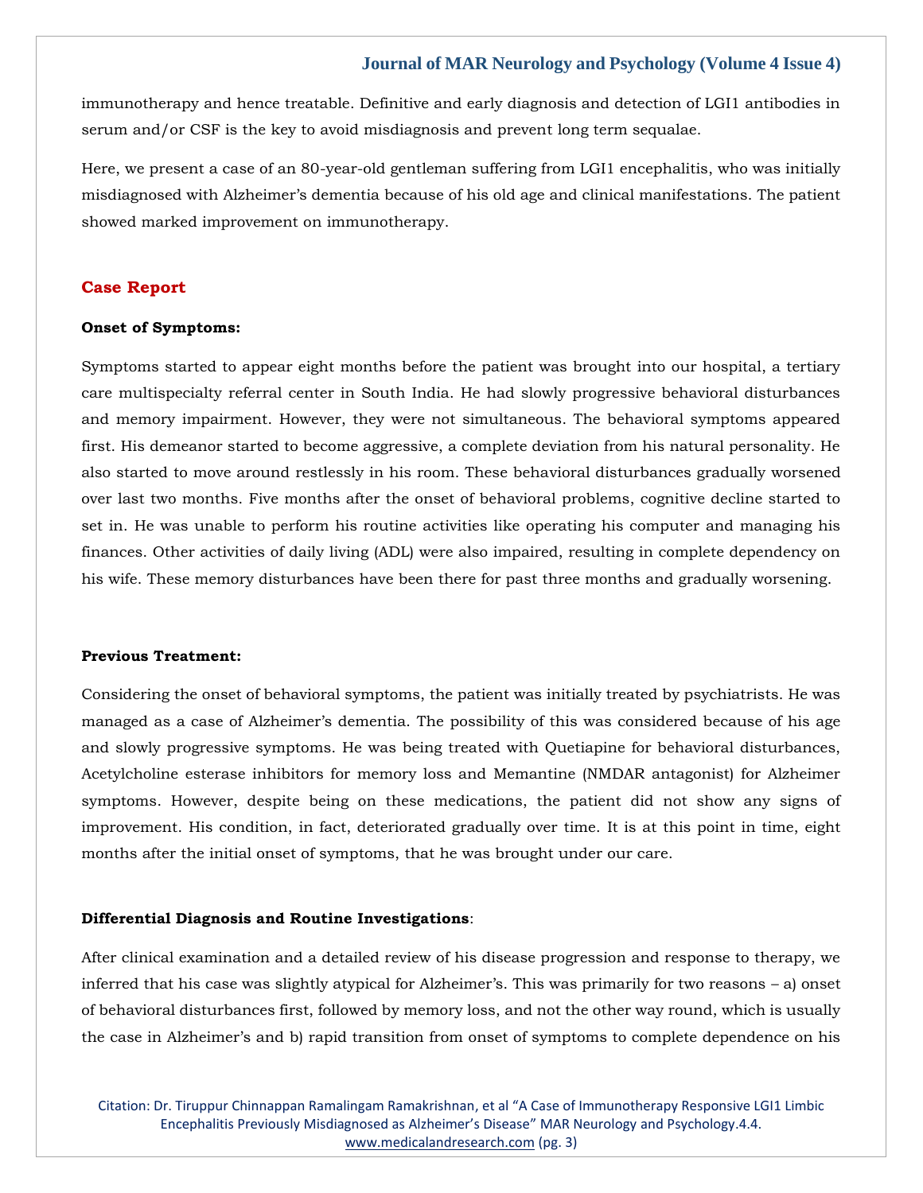immunotherapy and hence treatable. Definitive and early diagnosis and detection of LGI1 antibodies in serum and/or CSF is the key to avoid misdiagnosis and prevent long term sequalae.

Here, we present a case of an 80-year-old gentleman suffering from LGI1 encephalitis, who was initially misdiagnosed with Alzheimer's dementia because of his old age and clinical manifestations. The patient showed marked improvement on immunotherapy.

## Case Report

### Onset of Symptoms:

Symptoms started to appear eight months before the patient was brought into our hospital, a tertiary care multispecialty referral center in South India. He had slowly progressive behavioral disturbances and memory impairment. However, they were not simultaneous. The behavioral symptoms appeared first. His demeanor started to become aggressive, a complete deviation from his natural personality. He also started to move around restlessly in his room. These behavioral disturbances gradually worsened over last two months. Five months after the onset of behavioral problems, cognitive decline started to set in. He was unable to perform his routine activities like operating his computer and managing his finances. Other activities of daily living (ADL) were also impaired, resulting in complete dependency on his wife. These memory disturbances have been there for past three months and gradually worsening.

### Previous Treatment:

Considering the onset of behavioral symptoms, the patient was initially treated by psychiatrists. He was managed as a case of Alzheimer's dementia. The possibility of this was considered because of his age and slowly progressive symptoms. He was being treated with Quetiapine for behavioral disturbances, Acetylcholine esterase inhibitors for memory loss and Memantine (NMDAR antagonist) for Alzheimer symptoms. However, despite being on these medications, the patient did not show any signs of improvement. His condition, in fact, deteriorated gradually over time. It is at this point in time, eight months after the initial onset of symptoms, that he was brought under our care.

### Differential Diagnosis and Routine Investigations:

After clinical examination and a detailed review of his disease progression and response to therapy, we inferred that his case was slightly atypical for Alzheimer's. This was primarily for two reasons – a) onset of behavioral disturbances first, followed by memory loss, and not the other way round, which is usually the case in Alzheimer's and b) rapid transition from onset of symptoms to complete dependence on his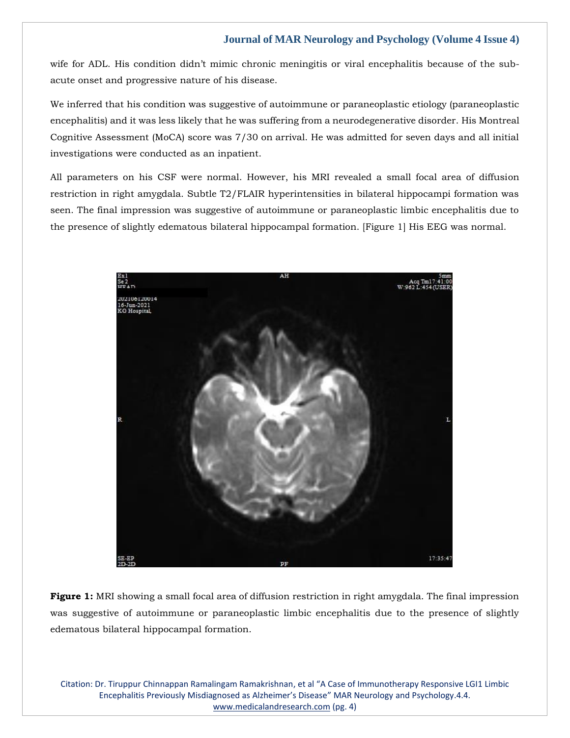wife for ADL. His condition didn't mimic chronic meningitis or viral encephalitis because of the sub-acute onset and progressive nature of his disease.

We inferred that his condition was suggestive of autoimmune or paraneoplastic etiology (paraneoplastic encephalitis) and it was less likely that he was suffering from a neurodegenerative disorder. His Montreal Cognitive Assessment (MoCA) score was 7/30 on arrival. He was admitted for seven days and all initial investigations were conducted as an inpatient.

All parameters on his CSF were normal. However, his MRI revealed a small focal area of diffusion restriction in right amygdala. Subtle T2/FLAIR hyperintensities in bilateral hippocampi formation was seen. The final impression was suggestive of autoimmune or paraneoplastic limbic encephalitis due to the presence of slightly edematous bilateral hippocampal formation. [Figure 1] His EEG was normal.

**Figure 1:** MRI showing a small focal area of diffusion restriction in right amygdala. The final impression was suggestive of autoimmune or paraneoplastic limbic encephalitis due to the presence of slightly edematous bilateral hippocampal formation.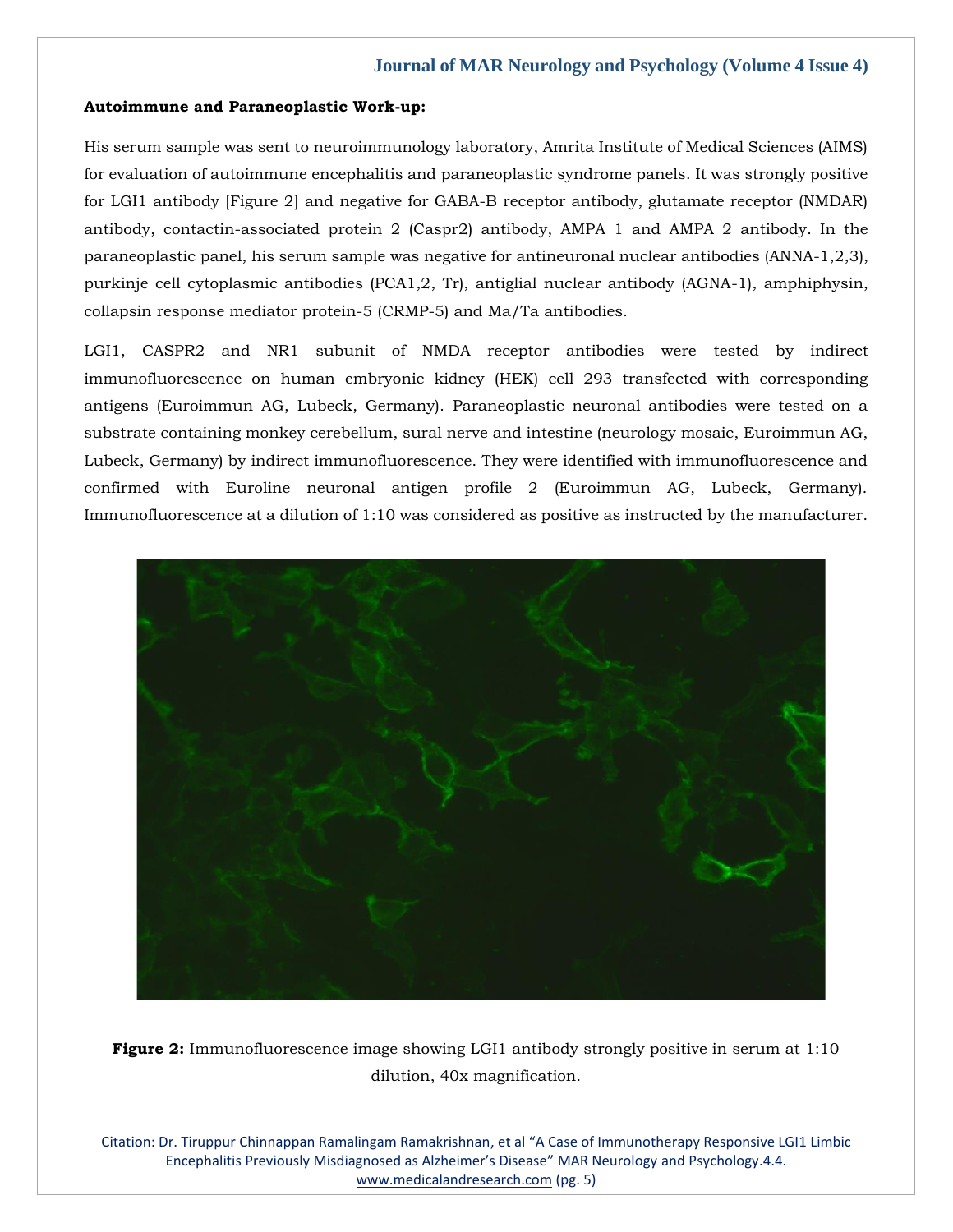**Autoimmune and Paraneoplastic Work-up:**

His serum sample was sent to neuroimmunology laboratory, Amrita Institute of Medical Sciences (AIMS) for evaluation of autoimmune encephalitis and paraneoplastic syndrome panels. It was strongly positive for LGI1 antibody [Figure 2] and negative for GABA-B receptor antibody, glutamate receptor (NMDAR) antibody, contactin-associated protein 2 (Caspr2) antibody, AMPA 1 and AMPA 2 antibody. In the paraneoplastic panel, his serum sample was negative for antineuronal nuclear antibodies (ANNA-1,2,3), purkinje cell cytoplasmic antibodies (PCA1,2, Tr), antiglial nuclear antibody (AGNA-1), amphiphysin, collapsin response mediator protein-5 (CRMP-5) and Ma/Ta antibodies.

LGI1, CASPR2 and NR1 subunit of NMDA receptor antibodies were tested by indirect immunofluorescence on human embryonic kidney (HEK) cell 293 transfected with corresponding antigens (Euroimmun AG, Lubeck, Germany). Paraneoplastic neuronal antibodies were tested on a substrate containing monkey cerebellum, sural nerve and intestine (neurology mosaic, Euroimmun AG, Lubeck, Germany) by indirect immunofluorescence. They were identified with immunofluorescence and confirmed with Euroline neuronal antigen profile 2 (Euroimmun AG, Lubeck, Germany). Immunofluorescence at a dilution of 1:10 was considered as positive as instructed by the manufacturer.

**Figure 2:** Immunofluorescence image showing LGI1 antibody strongly positive in serum at 1:10 dilution, 40x magnification.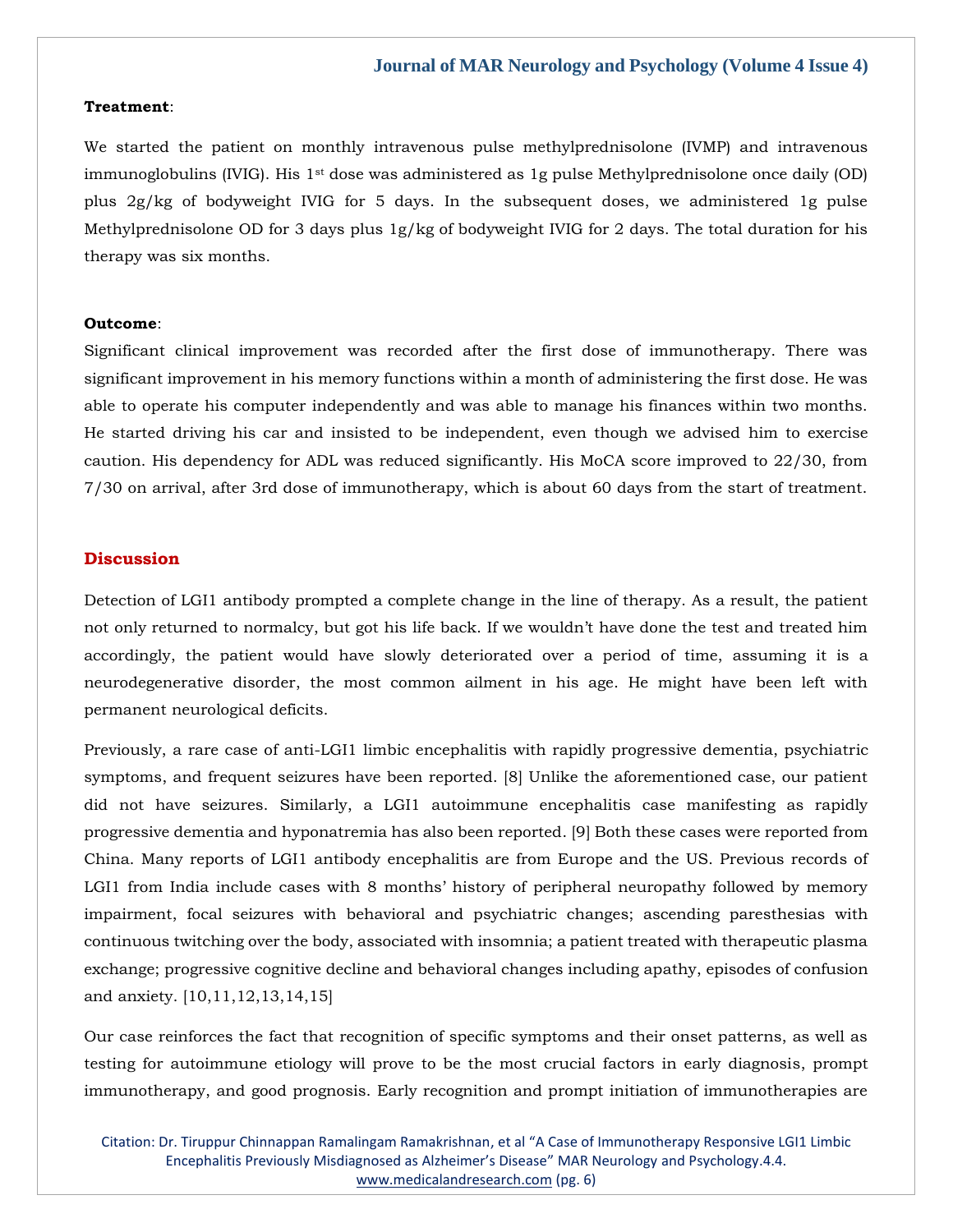**Treatment**:

We started the patient on monthly intravenous pulse methylprednisolone (IVMP) and intravenous immunoglobulins (IVIG). His 1st dose was administered as 1g pulse Methylprednisolone once daily (OD) plus 2g/kg of bodyweight IVIG for 5 days. In the subsequent doses, we administered 1g pulse Methylprednisolone OD for 3 days plus 1g/kg of bodyweight IVIG for 2 days. The total duration for his therapy was six months.

**Outcome**:

Significant clinical improvement was recorded after the first dose of immunotherapy. There was significant improvement in his memory functions within a month of administering the first dose. He was able to operate his computer independently and was able to manage his finances within two months. He started driving his car and insisted to be independent, even though we advised him to exercise caution. His dependency for ADL was reduced significantly. His MoCA score improved to 22/30, from 7/30 on arrival, after 3rd dose of immunotherapy, which is about 60 days from the start of treatment.

## Discussion

Detection of LGI1 antibody prompted a complete change in the line of therapy. As a result, the patient not only returned to normalcy, but got his life back. If we wouldn't have done the test and treated him accordingly, the patient would have slowly deteriorated over a period of time, assuming it is a neurodegenerative disorder, the most common ailment in his age. He might have been left with permanent neurological deficits.

Previously, a rare case of anti-LGI1 limbic encephalitis with rapidly progressive dementia, psychiatric symptoms, and frequent seizures have been reported. [8] Unlike the aforementioned case, our patient did not have seizures. Similarly, a LGI1 autoimmune encephalitis case manifesting as rapidly progressive dementia and hyponatremia has also been reported. [9] Both these cases were reported from China. Many reports of LGI1 antibody encephalitis are from Europe and the US. Previous records of LGI1 from India include cases with 8 months' history of peripheral neuropathy followed by memory impairment, focal seizures with behavioral and psychiatric changes; ascending paresthesias with continuous twitching over the body, associated with insomnia; a patient treated with therapeutic plasma exchange; progressive cognitive decline and behavioral changes including apathy, episodes of confusion and anxiety. [10,11,12,13,14,15]

Our case reinforces the fact that recognition of specific symptoms and their onset patterns, as well as testing for autoimmune etiology will prove to be the most crucial factors in early diagnosis, prompt immunotherapy, and good prognosis. Early recognition and prompt initiation of immunotherapies are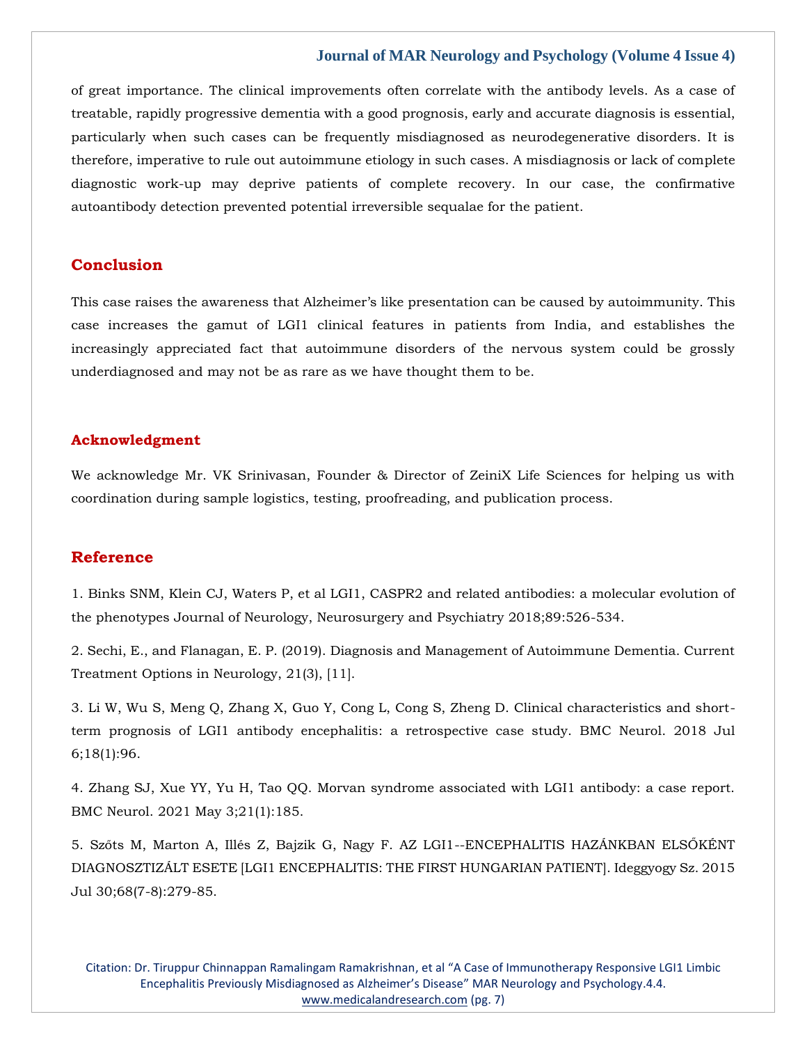of great importance. The clinical improvements often correlate with the antibody levels. As a case of treatable, rapidly progressive dementia with a good prognosis, early and accurate diagnosis is essential, particularly when such cases can be frequently misdiagnosed as neurodegenerative disorders. It is therefore, imperative to rule out autoimmune etiology in such cases. A misdiagnosis or lack of complete diagnostic work-up may deprive patients of complete recovery. In our case, the confirmative autoantibody detection prevented potential irreversible sequalae for the patient.

## Conclusion

This case raises the awareness that Alzheimer's like presentation can be caused by autoimmunity. This case increases the gamut of LGI1 clinical features in patients from India, and establishes the increasingly appreciated fact that autoimmune disorders of the nervous system could be grossly underdiagnosed and may not be as rare as we have thought them to be.

## Acknowledgment

We acknowledge Mr. VK Srinivasan, Founder & Director of ZeiniX Life Sciences for helping us with coordination during sample logistics, testing, proofreading, and publication process.

## Reference

1. Binks SNM, Klein CJ, Waters P, et al LGI1, CASPR2 and related antibodies: a molecular evolution of the phenotypes Journal of Neurology, Neurosurgery and Psychiatry 2018;89:526-534.

2. Sechi, E., and Flanagan, E. P. (2019). Diagnosis and Management of Autoimmune Dementia. Current Treatment Options in Neurology, 21(3), [11].

3. Li W, Wu S, Meng Q, Zhang X, Guo Y, Cong L, Cong S, Zheng D. Clinical characteristics and short-term prognosis of LGI1 antibody encephalitis: a retrospective case study. BMC Neurol. 2018 Jul 6;18(1):96.

4. Zhang SJ, Xue YY, Yu H, Tao QQ. Morvan syndrome associated with LGI1 antibody: a case report. BMC Neurol. 2021 May 3;21(1):185.

5. Szőts M, Marton A, Illés Z, Bajzik G, Nagy F. AZ LGI1--ENCEPHALITIS HAZÁNKBAN ELSŐKÉNT DIAGNOSZTIZÁLT ESETE [LGI1 ENCEPHALITIS: THE FIRST HUNGARIAN PATIENT]. Ideggyogy Sz. 2015 Jul 30;68(7-8):279-85.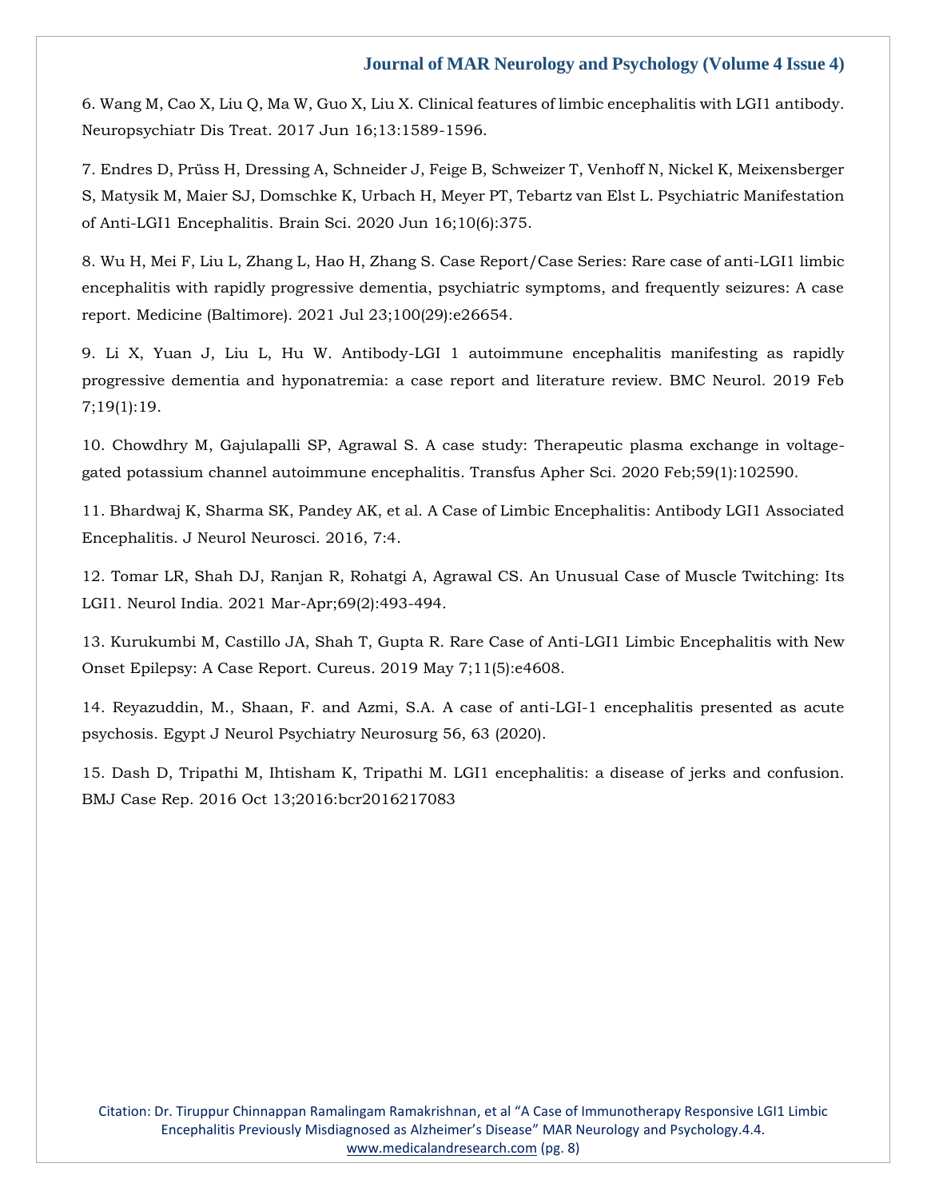6. Wang M, Cao X, Liu Q, Ma W, Guo X, Liu X. Clinical features of limbic encephalitis with LGI1 antibody. Neuropsychiatr Dis Treat. 2017 Jun 16;13:1589-1596.

7. Endres D, Prüss H, Dressing A, Schneider J, Feige B, Schweizer T, Venhoff N, Nickel K, Meixensberger S, Matysik M, Maier SJ, Domschke K, Urbach H, Meyer PT, Tebartz van Elst L. Psychiatric Manifestation of Anti-LGI1 Encephalitis. Brain Sci. 2020 Jun 16;10(6):375.

8. Wu H, Mei F, Liu L, Zhang L, Hao H, Zhang S. Case Report/Case Series: Rare case of anti-LGI1 limbic encephalitis with rapidly progressive dementia, psychiatric symptoms, and frequently seizures: A case report. Medicine (Baltimore). 2021 Jul 23;100(29):e26654.

9. Li X, Yuan J, Liu L, Hu W. Antibody-LGI 1 autoimmune encephalitis manifesting as rapidly progressive dementia and hyponatremia: a case report and literature review. BMC Neurol. 2019 Feb 7;19(1):19.

10. Chowdhry M, Gajulapalli SP, Agrawal S. A case study: Therapeutic plasma exchange in voltage-gated potassium channel autoimmune encephalitis. Transfus Apher Sci. 2020 Feb;59(1):102590.

11. Bhardwaj K, Sharma SK, Pandey AK, et al. A Case of Limbic Encephalitis: Antibody LGI1 Associated Encephalitis. J Neurol Neurosci. 2016, 7:4.

12. Tomar LR, Shah DJ, Ranjan R, Rohatgi A, Agrawal CS. An Unusual Case of Muscle Twitching: Its LGI1. Neurol India. 2021 Mar-Apr;69(2):493-494.

13. Kurukumbi M, Castillo JA, Shah T, Gupta R. Rare Case of Anti-LGI1 Limbic Encephalitis with New Onset Epilepsy: A Case Report. Cureus. 2019 May 7;11(5):e4608.

14. Reyazuddin, M., Shaan, F. and Azmi, S.A. A case of anti-LGI-1 encephalitis presented as acute psychosis. Egypt J Neurol Psychiatry Neurosurg 56, 63 (2020).

15. Dash D, Tripathi M, Ihtisham K, Tripathi M. LGI1 encephalitis: a disease of jerks and confusion. BMJ Case Rep. 2016 Oct 13;2016:bcr2016217083